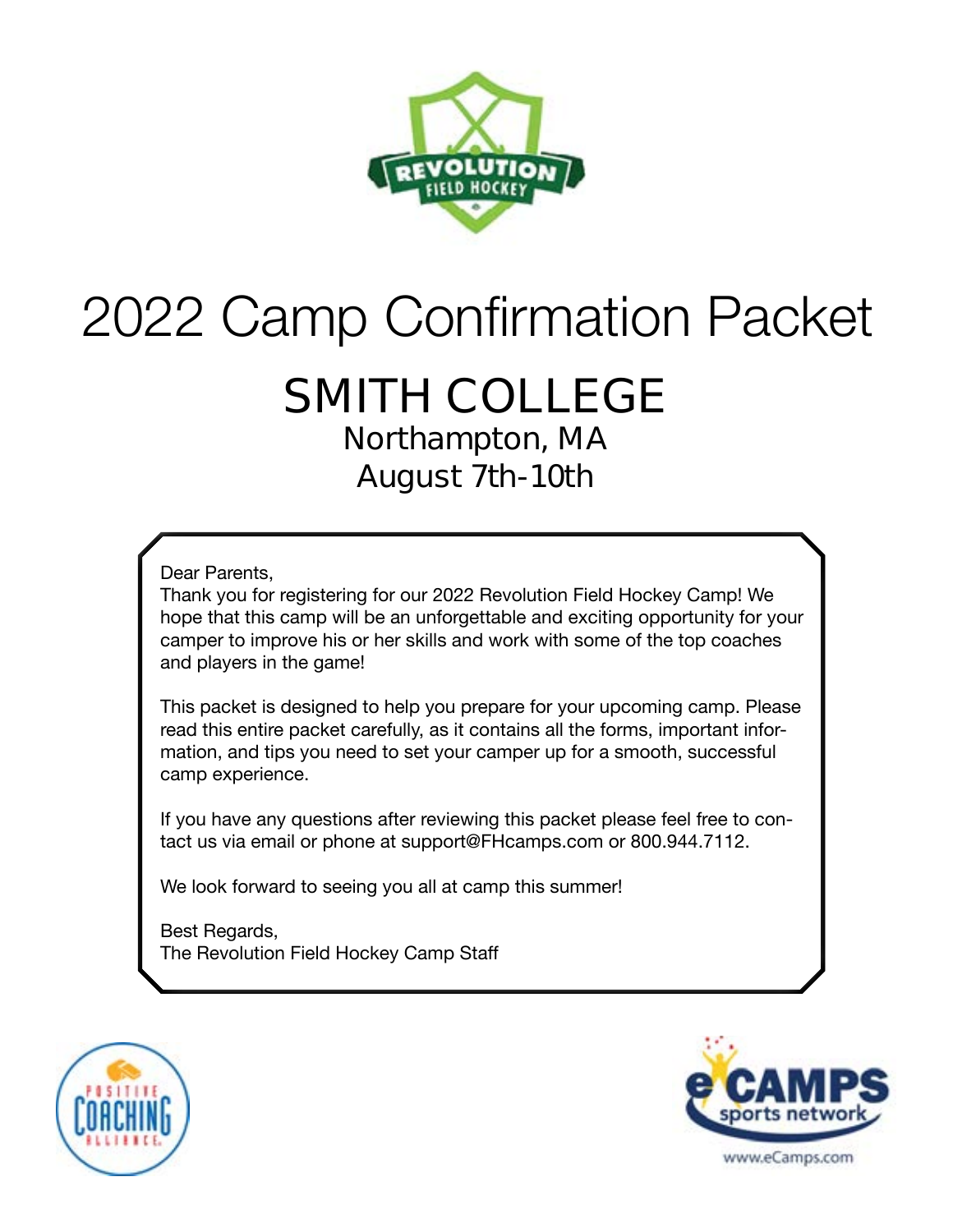# 2022 Camp Confirmation Packet

## SMITH COLLEGE

### Northampton, MA
### August 7th-10th

Dear Parents,

Thank you for registering for our 2022 Revolution Field Hockey Camp! We hope that this camp will be an unforgettable and exciting opportunity for your camper to improve his or her skills and work with some of the top coaches and players in the game!

This packet is designed to help you prepare for your upcoming camp. Please read this entire packet carefully, as it contains all the forms, important information, and tips you need to set your camper up for a smooth, successful camp experience.

If you have any questions after reviewing this packet please feel free to contact us via email or phone at support@FHcamps.com or 800.944.7112.

We look forward to seeing you all at camp this summer!

Best Regards,
The Revolution Field Hockey Camp Staff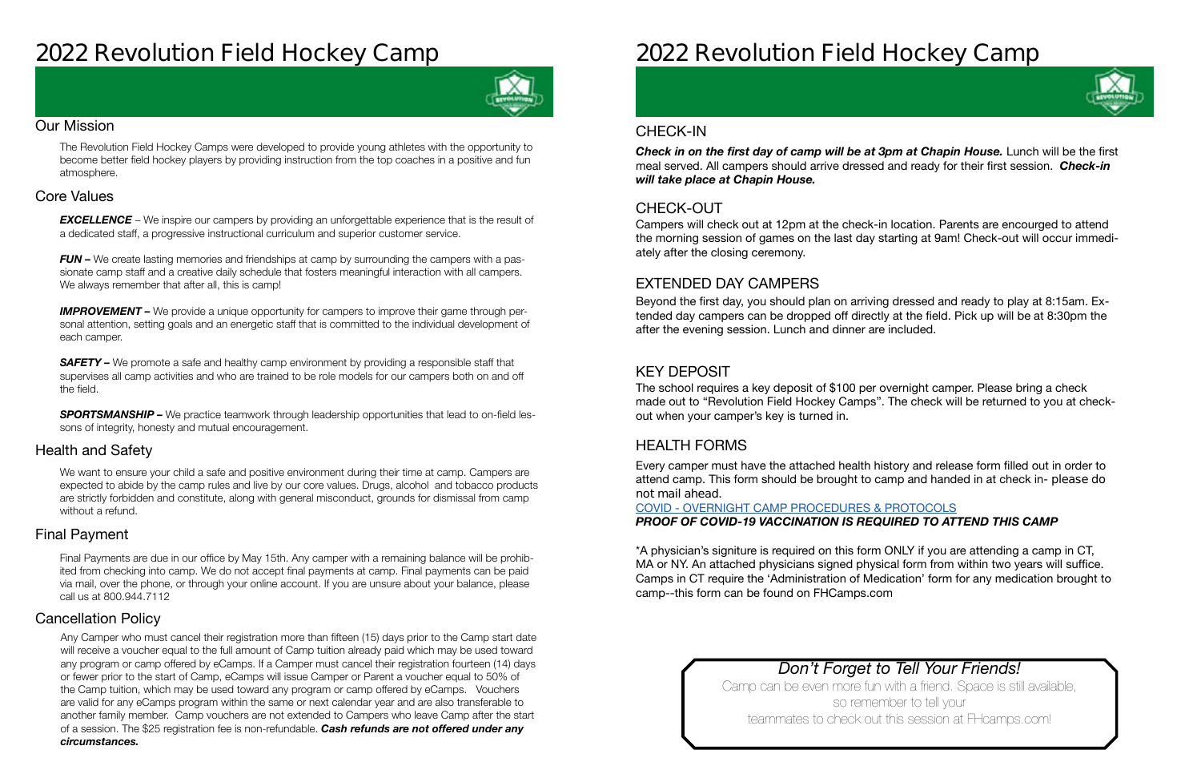# 2022 Revolution Field Hockey Camp

## Our Mission

The Revolution Field Hockey Camps were developed to provide young athletes with the opportunity to become better field hockey players by providing instruction from the top coaches in a positive and fun atmosphere.

## Core Values

***EXCELLENCE*** – We inspire our campers by providing an unforgettable experience that is the result of a dedicated staff, a progressive instructional curriculum and superior customer service.

***FUN –*** We create lasting memories and friendships at camp by surrounding the campers with a passionate camp staff and a creative daily schedule that fosters meaningful interaction with all campers. We always remember that after all, this is camp!

***IMPROVEMENT –*** We provide a unique opportunity for campers to improve their game through personal attention, setting goals and an energetic staff that is committed to the individual development of each camper.

***SAFETY –*** We promote a safe and healthy camp environment by providing a responsible staff that supervises all camp activities and who are trained to be role models for our campers both on and off the field.

***SPORTSMANSHIP –*** We practice teamwork through leadership opportunities that lead to on-field lessons of integrity, honesty and mutual encouragement.

## Health and Safety

We want to ensure your child a safe and positive environment during their time at camp. Campers are expected to abide by the camp rules and live by our core values. Drugs, alcohol and tobacco products are strictly forbidden and constitute, along with general misconduct, grounds for dismissal from camp without a refund.

## Final Payment

Final Payments are due in our office by May 15th. Any camper with a remaining balance will be prohibited from checking into camp. We do not accept final payments at camp. Final payments can be paid via mail, over the phone, or through your online account. If you are unsure about your balance, please call us at 800.944.7112

## Cancellation Policy

Any Camper who must cancel their registration more than fifteen (15) days prior to the Camp start date will receive a voucher equal to the full amount of Camp tuition already paid which may be used toward any program or camp offered by eCamps. If a Camper must cancel their registration fourteen (14) days or fewer prior to the start of Camp, eCamps will issue Camper or Parent a voucher equal to 50% of the Camp tuition, which may be used toward any program or camp offered by eCamps. Vouchers are valid for any eCamps program within the same or next calendar year and are also transferable to another family member. Camp vouchers are not extended to Campers who leave Camp after the start of a session. The $25 registration fee is non-refundable. ***Cash refunds are not offered under any circumstances.***

# 2022 Revolution Field Hockey Camp

## CHECK-IN

***Check in on the first day of camp will be at 3pm at Chapin House.*** Lunch will be the first meal served. All campers should arrive dressed and ready for their first session. ***Check-in will take place at Chapin House.***

## CHECK-OUT

Campers will check out at 12pm at the check-in location. Parents are encourged to attend the morning session of games on the last day starting at 9am! Check-out will occur immediately after the closing ceremony.

## EXTENDED DAY CAMPERS

Beyond the first day, you should plan on arriving dressed and ready to play at 8:15am. Extended day campers can be dropped off directly at the field. Pick up will be at 8:30pm the after the evening session. Lunch and dinner are included.

## KEY DEPOSIT

The school requires a key deposit of $100 per overnight camper. Please bring a check made out to "Revolution Field Hockey Camps". The check will be returned to you at check-out when your camper's key is turned in.

## HEALTH FORMS

Every camper must have the attached health history and release form filled out in order to attend camp. This form should be brought to camp and handed in at check in- please do not mail ahead.

COVID - OVERNIGHT CAMP PROCEDURES & PROTOCOLS

***PROOF OF COVID-19 VACCINATION IS REQUIRED TO ATTEND THIS CAMP***

*A physician's signiture is required on this form ONLY if you are attending a camp in CT, MA or NY. An attached physicians signed physical form from within two years will suffice. Camps in CT require the 'Administration of Medication' form for any medication brought to camp--this form can be found on FHCamps.com

*Don't Forget to Tell Your Friends!*

Camp can be even more fun with a friend. Space is still available, so remember to tell your teammates to check out this session at FHcamps.com!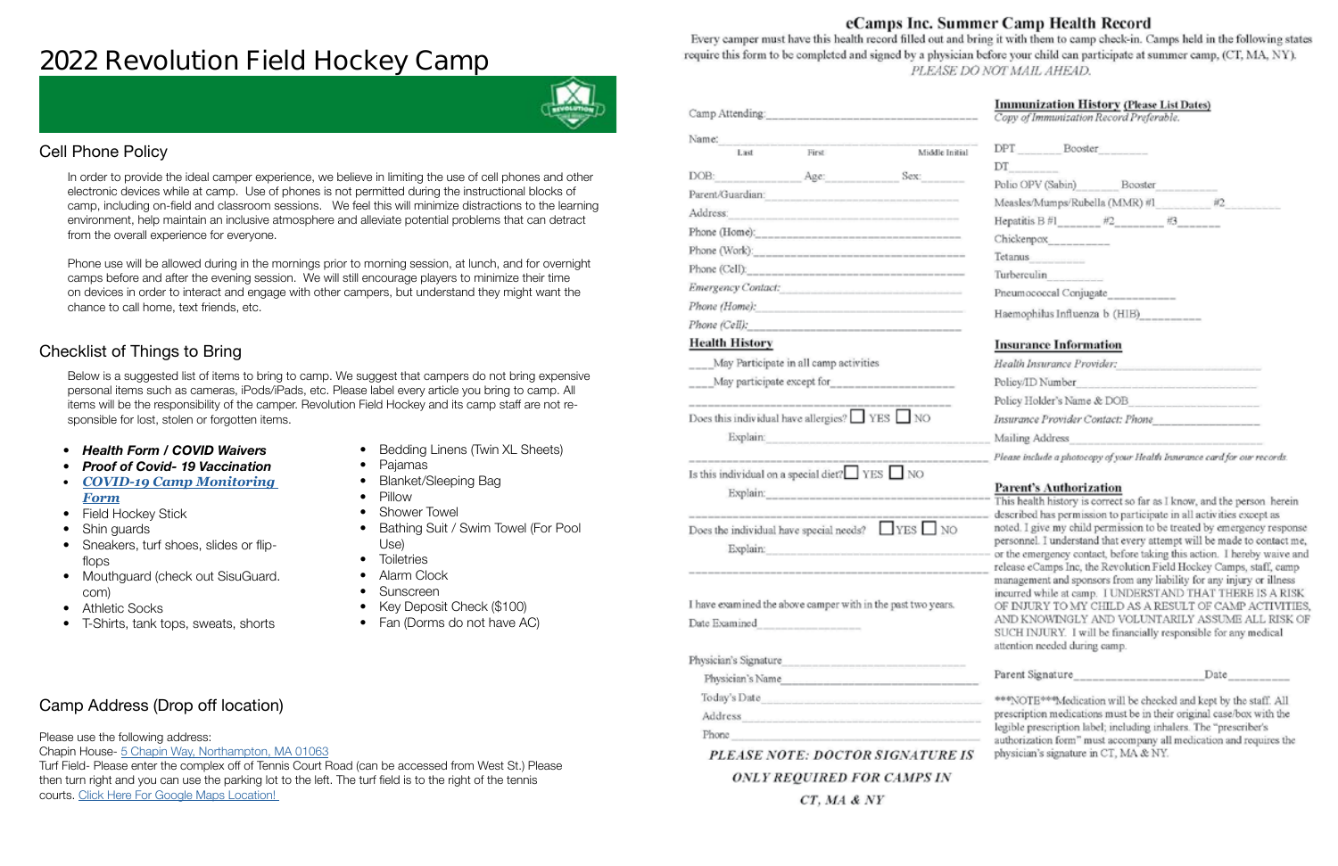# 2022 Revolution Field Hockey Camp

## Cell Phone Policy

In order to provide the ideal camper experience, we believe in limiting the use of cell phones and other electronic devices while at camp. Use of phones is not permitted during the instructional blocks of camp, including on-field and classroom sessions. We feel this will minimize distractions to the learning environment, help maintain an inclusive atmosphere and alleviate potential problems that can detract from the overall experience for everyone.

Phone use will be allowed during in the mornings prior to morning session, at lunch, and for overnight camps before and after the evening session. We will still encourage players to minimize their time on devices in order to interact and engage with other campers, but understand they might want the chance to call home, text friends, etc.

## Checklist of Things to Bring

Below is a suggested list of items to bring to camp. We suggest that campers do not bring expensive personal items such as cameras, iPods/iPads, etc. Please label every article you bring to camp. All items will be the responsibility of the camper. Revolution Field Hockey and its camp staff are not responsible for lost, stolen or forgotten items.

- ***Health Form / COVID Waivers***
- ***Proof of Covid- 19 Vaccination***
- ***COVID-19 Camp Monitoring Form***
- Field Hockey Stick
- Shin guards
- Sneakers, turf shoes, slides or flip-flops
- Mouthguard (check out SisuGuard.com)
- Athletic Socks
- T-Shirts, tank tops, sweats, shorts
- Bedding Linens (Twin XL Sheets)
- Pajamas
- Blanket/Sleeping Bag
- Pillow
- Shower Towel
- Bathing Suit / Swim Towel (For Pool Use)
- Toiletries
- Alarm Clock
- Sunscreen
- Key Deposit Check ($100)
- Fan (Dorms do not have AC)

## Camp Address (Drop off location)

Please use the following address:
Chapin House- 5 Chapin Way, Northampton, MA 01063
Turf Field- Please enter the complex off of Tennis Court Road (can be accessed from West St.) Please then turn right and you can use the parking lot to the left. The turf field is to the right of the tennis courts. Click Here For Google Maps Location!

# eCamps Inc. Summer Camp Health Record

Every camper must have this health record filled out and bring it with them to camp check-in. Camps held in the following states require this form to be completed and signed by a physician before your child can participate at summer camp, (CT, MA, NY).

*PLEASE DO NOT MAIL AHEAD.*

Camp Attending:______________________________

Name:______________________________
Last First Middle Initial

DOB:__________ Age:__________ Sex:__________

Parent/Guardian:______________________________

Address:______________________________

Phone (Home):______________________________

Phone (Work):______________________________

Phone (Cell):______________________________

*Emergency Contact:*______________________________

*Phone (Home):*______________________________

*Phone (Cell):*______________________________

**Health History**

____May Participate in all camp activities

____May participate except for______________________________

Does this individual have allergies? ☐ YES ☐ NO

Explain:______________________________

Is this individual on a special diet? ☐ YES ☐ NO

Explain:______________________________

Does the individual have special needs? ☐ YES ☐ NO

Explain:______________________________

I have examined the above camper with in the past two years.

Date Examined______________

Physician's Signature______________________________

Physician's Name______________________________

Today's Date______________________________

Address______________________________

Phone______________________________

***PLEASE NOTE: DOCTOR SIGNATURE IS ONLY REQUIRED FOR CAMPS IN CT, MA & NY***

**Immunization History (Please List Dates)**
*Copy of Immunization Record Preferable.*

DPT_______ Booster__________

DT__________

Polio OPV (Sabin)________ Booster__________

Measles/Mumps/Rubella (MMR) #1__________ #2__________

Hepatitis B #1_______ #2_______ #3_______

Chickenpox__________

Tetanus__________

Turberculin__________

Pneumococcal Conjugate__________

Haemophilus Influenza b (HIB)__________

**Insurance Information**

*Health Insurance Provider:*______________________________

Policy/ID Number______________________________

Policy Holder's Name & DOB______________________________

*Insurance Provider Contact: Phone*______________________________

Mailing Address______________________________

*Please include a photocopy of your Health Insurance card for our records.*

**Parent's Authorization**

This health history is correct so far as I know, and the person herein described has permission to participate in all activities except as noted. I give my child permission to be treated by emergency response personnel. I understand that every attempt will be made to contact me, or the emergency contact, before taking this action. I hereby waive and release eCamps Inc, the Revolution Field Hockey Camps, staff, camp management and sponsors from any liability for any injury or illness incurred while at camp. I UNDERSTAND THAT THERE IS A RISK OF INJURY TO MY CHILD AS A RESULT OF CAMP ACTIVITIES, AND KNOWINGLY AND VOLUNTARILY ASSUME ALL RISK OF SUCH INJURY. I will be financially responsible for any medical attention needed during camp.

Parent Signature______________________ Date__________

***NOTE***Medication will be checked and kept by the staff. All prescription medications must be in their original case/box with the legible prescription label; including inhalers. The "prescriber's authorization form" must accompany all medication and requires the physician's signature in CT, MA & NY.